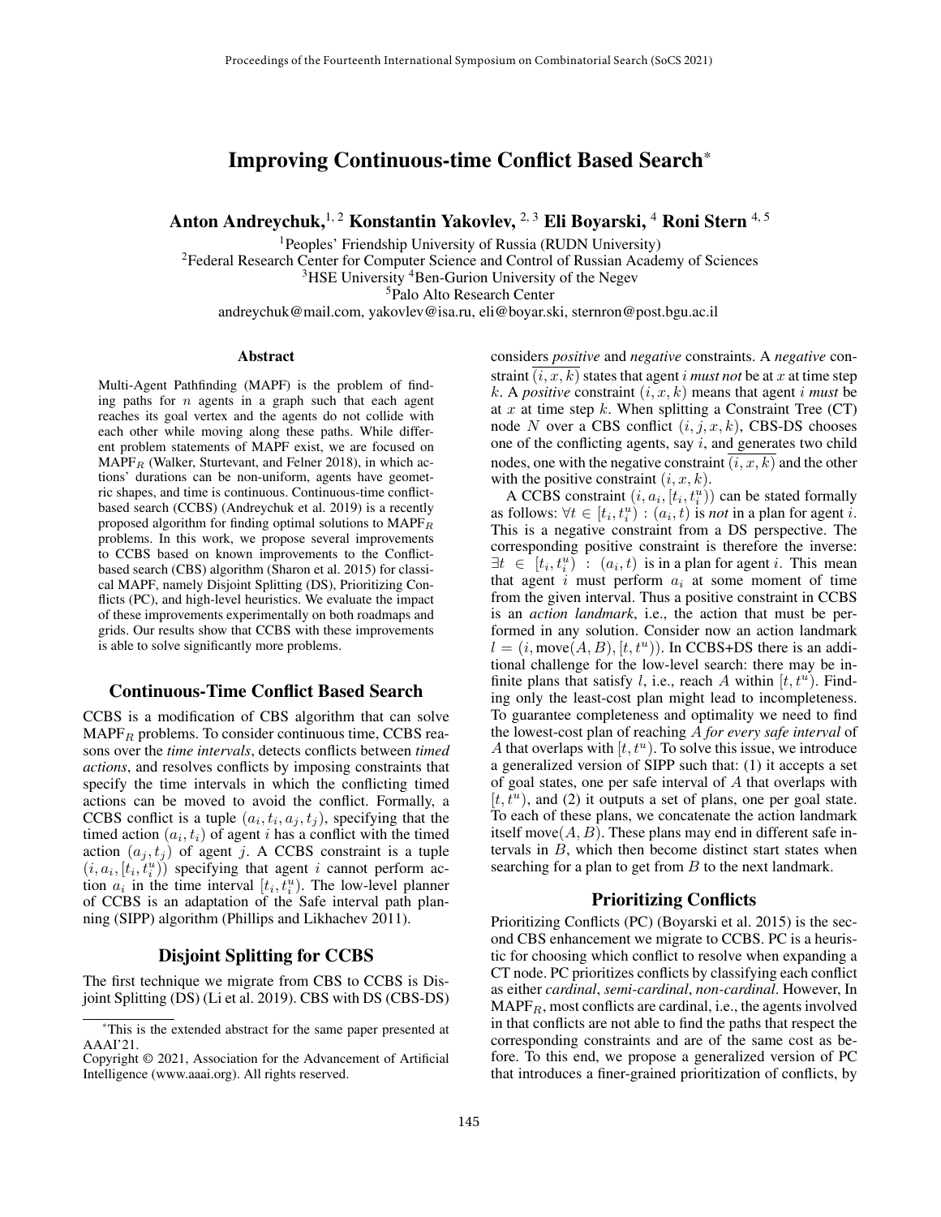# Improving Continuous-time Conflict Based Search*

**Anton Andreychuk,[1, 2] Konstantin Yakovlev,[2, 3] Eli Boyarski,[4] Roni Stern[4, 5]**

[1]Peoples' Friendship University of Russia (RUDN University)
[2]Federal Research Center for Computer Science and Control of Russian Academy of Sciences
[3]HSE University [4]Ben-Gurion University of the Negev
[5]Palo Alto Research Center
andreychuk@mail.com, yakovlev@isa.ru, eli@boyar.ski, sternron@post.bgu.ac.il

## Abstract

Multi-Agent Pathfinding (MAPF) is the problem of finding paths for $n$ agents in a graph such that each agent reaches its goal vertex and the agents do not collide with each other while moving along these paths. While different problem statements of MAPF exist, we are focused on $\text{MAPF}_R$ (Walker, Sturtevant, and Felner 2018), in which actions' durations can be non-uniform, agents have geometric shapes, and time is continuous. Continuous-time conflict-based search (CCBS) (Andreychuk et al. 2019) is a recently proposed algorithm for finding optimal solutions to $\text{MAPF}_R$ problems. In this work, we propose several improvements to CCBS based on known improvements to the Conflict-based search (CBS) algorithm (Sharon et al. 2015) for classical MAPF, namely Disjoint Splitting (DS), Prioritizing Conflicts (PC), and high-level heuristics. We evaluate the impact of these improvements experimentally on both roadmaps and grids. Our results show that CCBS with these improvements is able to solve significantly more problems.

## Continuous-Time Conflict Based Search

CCBS is a modification of CBS algorithm that can solve $\text{MAPF}_R$ problems. To consider continuous time, CCBS reasons over the *time intervals*, detects conflicts between *timed actions*, and resolves conflicts by imposing constraints that specify the time intervals in which the conflicting timed actions can be moved to avoid the conflict. Formally, a CCBS conflict is a tuple $(a_i, t_i, a_j, t_j)$, specifying that the timed action $(a_i, t_i)$ of agent $i$ has a conflict with the timed action $(a_j, t_j)$ of agent $j$. A CCBS constraint is a tuple $(i, a_i, [t_i, t_i^u))$ specifying that agent $i$ cannot perform action $a_i$ in the time interval $[t_i, t_i^u)$. The low-level planner of CCBS is an adaptation of the Safe interval path planning (SIPP) algorithm (Phillips and Likhachev 2011).

## Disjoint Splitting for CCBS

The first technique we migrate from CBS to CCBS is Disjoint Splitting (DS) (Li et al. 2019). CBS with DS (CBS-DS) considers *positive* and *negative* constraints. A *negative* constraint $\overline{(i, x, k)}$ states that agent $i$ *must not* be at $x$ at time step $k$. A *positive* constraint $(i, x, k)$ means that agent $i$ *must* be at $x$ at time step $k$. When splitting a Constraint Tree (CT) node $N$ over a CBS conflict $(i, j, x, k)$, CBS-DS chooses one of the conflicting agents, say $i$, and generates two child nodes, one with the negative constraint $\overline{(i, x, k)}$ and the other with the positive constraint $(i, x, k)$.

A CCBS constraint $(i, a_i, [t_i, t_i^u))$ can be stated formally as follows: $\forall t \in [t_i, t_i^u) : (a_i, t)$ is *not* in a plan for agent $i$. This is a negative constraint from a DS perspective. The corresponding positive constraint is therefore the inverse: $\exists t \in [t_i, t_i^u) : (a_i, t)$ is in a plan for agent $i$. This mean that agent $i$ must perform $a_i$ at some moment of time from the given interval. Thus a positive constraint in CCBS is an *action landmark*, i.e., the action that must be performed in any solution. Consider now an action landmark $l = (i, \text{move}(A, B), [t, t^u))$. In CCBS+DS there is an additional challenge for the low-level search: there may be infinite plans that satisfy $l$, i.e., reach $A$ within $[t, t^u)$. Finding only the least-cost plan might lead to incompleteness. To guarantee completeness and optimality we need to find the lowest-cost plan of reaching $A$ *for every safe interval* of $A$ that overlaps with $[t, t^u)$. To solve this issue, we introduce a generalized version of SIPP such that: (1) it accepts a set of goal states, one per safe interval of $A$ that overlaps with $[t, t^u)$, and (2) it outputs a set of plans, one per goal state. To each of these plans, we concatenate the action landmark itself $\text{move}(A, B)$. These plans may end in different safe intervals in $B$, which then become distinct start states when searching for a plan to get from $B$ to the next landmark.

## Prioritizing Conflicts

Prioritizing Conflicts (PC) (Boyarski et al. 2015) is the second CBS enhancement we migrate to CCBS. PC is a heuristic for choosing which conflict to resolve when expanding a CT node. PC prioritizes conflicts by classifying each conflict as either *cardinal*, *semi-cardinal*, *non-cardinal*. However, In $\text{MAPF}_R$, most conflicts are cardinal, i.e., the agents involved in that conflicts are not able to find the paths that respect the corresponding constraints and are of the same cost as before. To this end, we propose a generalized version of PC that introduces a finer-grained prioritization of conflicts, by

*This is the extended abstract for the same paper presented at AAAI'21.

Copyright © 2021, Association for the Advancement of Artificial Intelligence (www.aaai.org). All rights reserved.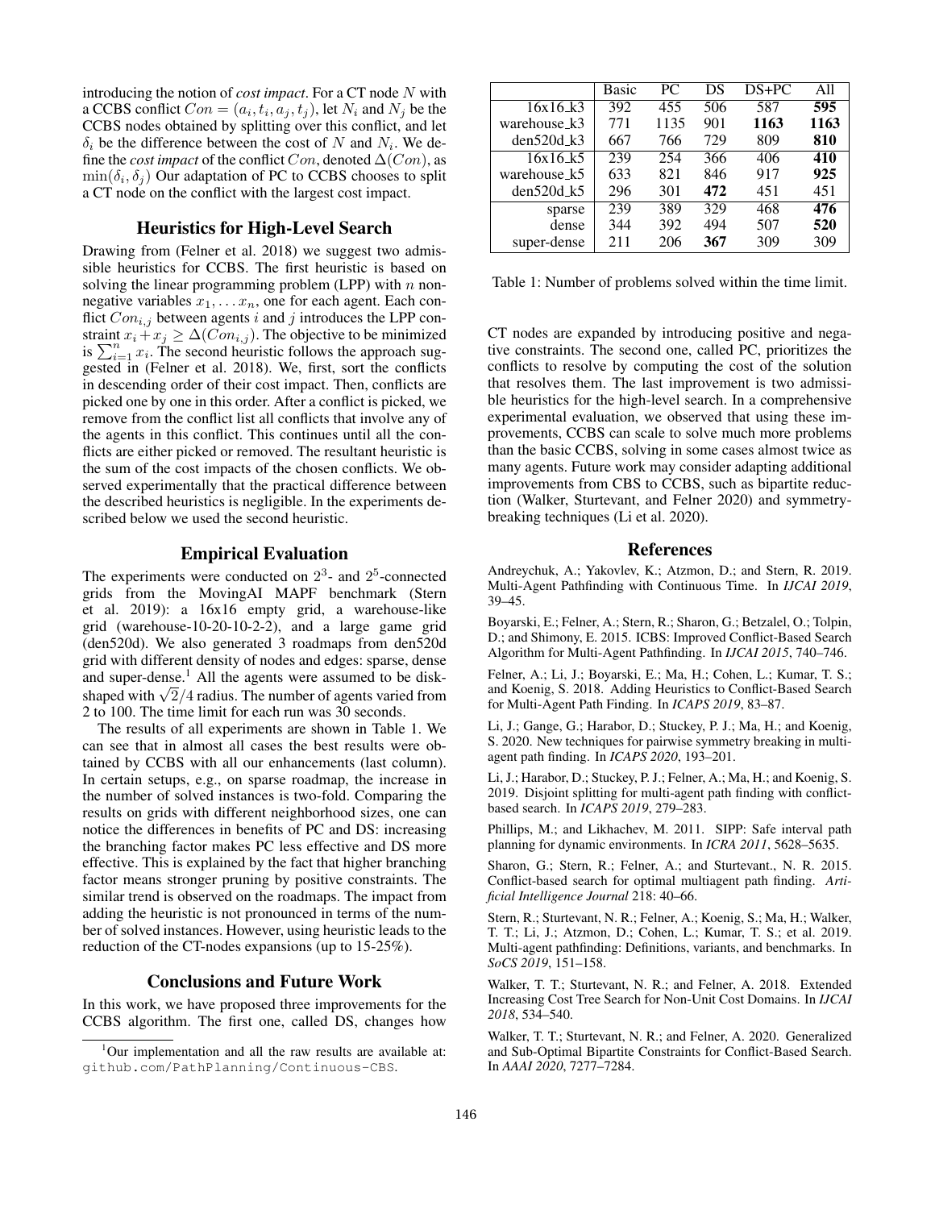introducing the notion of *cost impact*. For a CT node $N$ with a CCBS conflict $Con = (a_i, t_i, a_j, t_j)$, let $N_i$ and $N_j$ be the CCBS nodes obtained by splitting over this conflict, and let $\delta_i$ be the difference between the cost of $N$ and $N_i$. We define the *cost impact* of the conflict $Con$, denoted $\Delta(Con)$, as $\min(\delta_i, \delta_j)$ Our adaptation of PC to CCBS chooses to split a CT node on the conflict with the largest cost impact.

## Heuristics for High-Level Search

Drawing from (Felner et al. 2018) we suggest two admissible heuristics for CCBS. The first heuristic is based on solving the linear programming problem (LPP) with $n$ non-negative variables $x_1, \dots x_n$, one for each agent. Each conflict $Con_{i,j}$ between agents $i$ and $j$ introduces the LPP constraint $x_i + x_j \geq \Delta(Con_{i,j})$. The objective to be minimized is $\sum_{i=1}^{n} x_i$. The second heuristic follows the approach suggested in (Felner et al. 2018). We, first, sort the conflicts in descending order of their cost impact. Then, conflicts are picked one by one in this order. After a conflict is picked, we remove from the conflict list all conflicts that involve any of the agents in this conflict. This continues until all the conflicts are either picked or removed. The resultant heuristic is the sum of the cost impacts of the chosen conflicts. We observed experimentally that the practical difference between the described heuristics is negligible. In the experiments described below we used the second heuristic.

## Empirical Evaluation

The experiments were conducted on $2^3$- and $2^5$-connected grids from the MovingAI MAPF benchmark (Stern et al. 2019): a 16x16 empty grid, a warehouse-like grid (warehouse-10-20-10-2-2), and a large game grid (den520d). We also generated 3 roadmaps from den520d grid with different density of nodes and edges: sparse, dense and super-dense.[1] All the agents were assumed to be disk-shaped with $\sqrt{2}/4$ radius. The number of agents varied from 2 to 100. The time limit for each run was 30 seconds.

The results of all experiments are shown in Table 1. We can see that in almost all cases the best results were obtained by CCBS with all our enhancements (last column). In certain setups, e.g., on sparse roadmap, the increase in the number of solved instances is two-fold. Comparing the results on grids with different neighborhood sizes, one can notice the differences in benefits of PC and DS: increasing the branching factor makes PC less effective and DS more effective. This is explained by the fact that higher branching factor means stronger pruning by positive constraints. The similar trend is observed on the roadmaps. The impact from adding the heuristic is not pronounced in terms of the number of solved instances. However, using heuristic leads to the reduction of the CT-nodes expansions (up to 15-25%).

| | Basic | PC | DS | DS+PC | All |
|---|---|---|---|---|---|
| 16x16_k3 | 392 | 455 | 506 | 587 | **595** |
| warehouse_k3 | 771 | 1135 | 901 | **1163** | **1163** |
| den520d_k3 | 667 | 766 | 729 | 809 | **810** |
| 16x16_k5 | 239 | 254 | 366 | 406 | **410** |
| warehouse_k5 | 633 | 821 | 846 | 917 | **925** |
| den520d_k5 | 296 | 301 | **472** | 451 | 451 |
| sparse | 239 | 389 | 329 | 468 | **476** |
| dense | 344 | 392 | 494 | 507 | **520** |
| super-dense | 211 | 206 | **367** | 309 | 309 |

Table 1: Number of problems solved within the time limit.

## Conclusions and Future Work

In this work, we have proposed three improvements for the CCBS algorithm. The first one, called DS, changes how CT nodes are expanded by introducing positive and negative constraints. The second one, called PC, prioritizes the conflicts to resolve by computing the cost of the solution that resolves them. The last improvement is two admissible heuristics for the high-level search. In a comprehensive experimental evaluation, we observed that using these improvements, CCBS can scale to solve much more problems than the basic CCBS, solving in some cases almost twice as many agents. Future work may consider adapting additional improvements from CBS to CCBS, such as bipartite reduction (Walker, Sturtevant, and Felner 2020) and symmetry-breaking techniques (Li et al. 2020).

[1] Our implementation and all the raw results are available at: github.com/PathPlanning/Continuous-CBS.

## References

Andreychuk, A.; Yakovlev, K.; Atzmon, D.; and Stern, R. 2019. Multi-Agent Pathfinding with Continuous Time. In *IJCAI 2019*, 39–45.

Boyarski, E.; Felner, A.; Stern, R.; Sharon, G.; Betzalel, O.; Tolpin, D.; and Shimony, E. 2015. ICBS: Improved Conflict-Based Search Algorithm for Multi-Agent Pathfinding. In *IJCAI 2015*, 740–746.

Felner, A.; Li, J.; Boyarski, E.; Ma, H.; Cohen, L.; Kumar, T. S.; and Koenig, S. 2018. Adding Heuristics to Conflict-Based Search for Multi-Agent Path Finding. In *ICAPS 2019*, 83–87.

Li, J.; Gange, G.; Harabor, D.; Stuckey, P. J.; Ma, H.; and Koenig, S. 2020. New techniques for pairwise symmetry breaking in multi-agent path finding. In *ICAPS 2020*, 193–201.

Li, J.; Harabor, D.; Stuckey, P. J.; Felner, A.; Ma, H.; and Koenig, S. 2019. Disjoint splitting for multi-agent path finding with conflict-based search. In *ICAPS 2019*, 279–283.

Phillips, M.; and Likhachev, M. 2011. SIPP: Safe interval path planning for dynamic environments. In *ICRA 2011*, 5628–5635.

Sharon, G.; Stern, R.; Felner, A.; and Sturtevant., N. R. 2015. Conflict-based search for optimal multiagent path finding. *Artificial Intelligence Journal* 218: 40–66.

Stern, R.; Sturtevant, N. R.; Felner, A.; Koenig, S.; Ma, H.; Walker, T. T.; Li, J.; Atzmon, D.; Cohen, L.; Kumar, T. S.; et al. 2019. Multi-agent pathfinding: Definitions, variants, and benchmarks. In *SoCS 2019*, 151–158.

Walker, T. T.; Sturtevant, N. R.; and Felner, A. 2018. Extended Increasing Cost Tree Search for Non-Unit Cost Domains. In *IJCAI 2018*, 534–540.

Walker, T. T.; Sturtevant, N. R.; and Felner, A. 2020. Generalized and Sub-Optimal Bipartite Constraints for Conflict-Based Search. In *AAAI 2020*, 7277–7284.